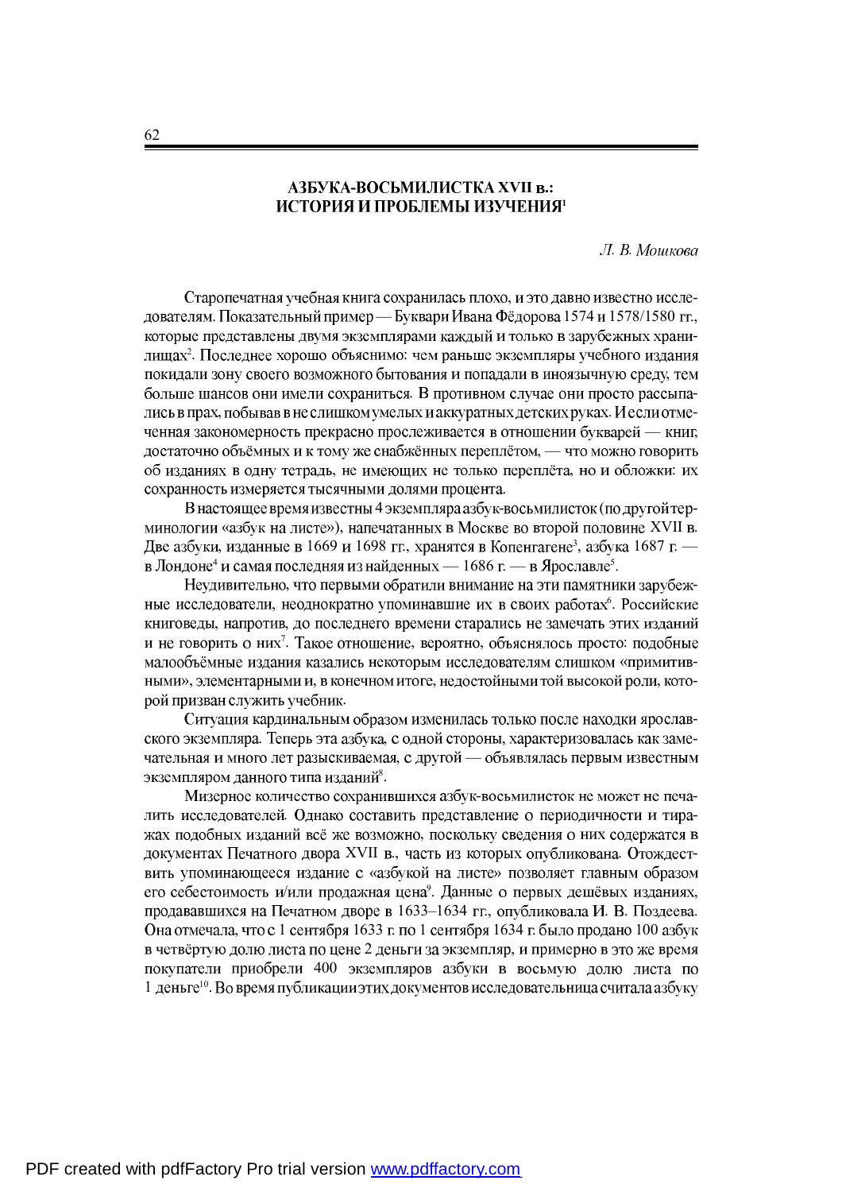# АЗБУКА-ВОСЬМИЛИСТКА XVII в.: ИСТОРИЯ И ПРОБЛЕМЫ ИЗУЧЕНИЯ[1]

*Л. В. Мошкова*

Старопечатная учебная книга сохранилась плохо, и это давно известно исследователям. Показательный пример — Буквари Ивана Фёдорова 1574 и 1578/1580 гг., которые представлены двумя экземплярами каждый и только в зарубежных хранилищах[2]. Последнее хорошо объяснимо: чем раньше экземпляры учебного издания покидали зону своего возможного бытования и попадали в иноязычную среду, тем больше шансов они имели сохраниться. В противном случае они просто рассыпались в прах, побывав в не слишком умелых и аккуратных детских руках. И если отмеченная закономерность прекрасно прослеживается в отношении букварей — книг, достаточно объёмных и к тому же снабжённых переплётом, — что можно говорить об изданиях в одну тетрадь, не имеющих не только переплёта, но и обложки: их сохранность измеряется тысячными долями процента.

В настоящее время известны 4 экземпляра азбук-восьмилисток (по другой терминологии «азбук на листе»), напечатанных в Москве во второй половине XVII в. Две азбуки, изданные в 1669 и 1698 гг., хранятся в Копенгагене[3], азбука 1687 г. — в Лондоне[4] и самая последняя из найденных — 1686 г. — в Ярославле[5].

Неудивительно, что первыми обратили внимание на эти памятники зарубежные исследователи, неоднократно упоминавшие их в своих работах[6]. Российские книговеды, напротив, до последнего времени старались не замечать этих изданий и не говорить о них[7]. Такое отношение, вероятно, объяснялось просто: подобные малообъёмные издания казались некоторым исследователям слишком «примитивными», элементарными и, в конечном итоге, недостойными той высокой роли, которой призван служить учебник.

Ситуация кардинальным образом изменилась только после находки ярославского экземпляра. Теперь эта азбука, с одной стороны, характеризовалась как замечательная и много лет разыскиваемая, с другой — объявлялась первым известным экземпляром данного типа изданий[8].

Мизерное количество сохранившихся азбук-восьмилисток не может не печалить исследователей. Однако составить представление о периодичности и тиражах подобных изданий всё же возможно, поскольку сведения о них содержатся в документах Печатного двора XVII в., часть из которых опубликована. Отождествить упоминающееся издание с «азбукой на листе» позволяет главным образом его себестоимость и/или продажная цена[9]. Данные о первых дешёвых изданиях, продававшихся на Печатном дворе в 1633–1634 гг., опубликовала **И. В.** Поздеева. Она отмечала, что с 1 сентября 1633 г. по 1 сентября 1634 г. было продано 100 азбук в четвёртую долю листа по цене 2 деньги за экземпляр, и примерно в это же время покупатели приобрели 400 экземпляров азбуки в восьмую долю листа по 1 деньге[10]. Во время публикации этих документов исследовательница считала азбуку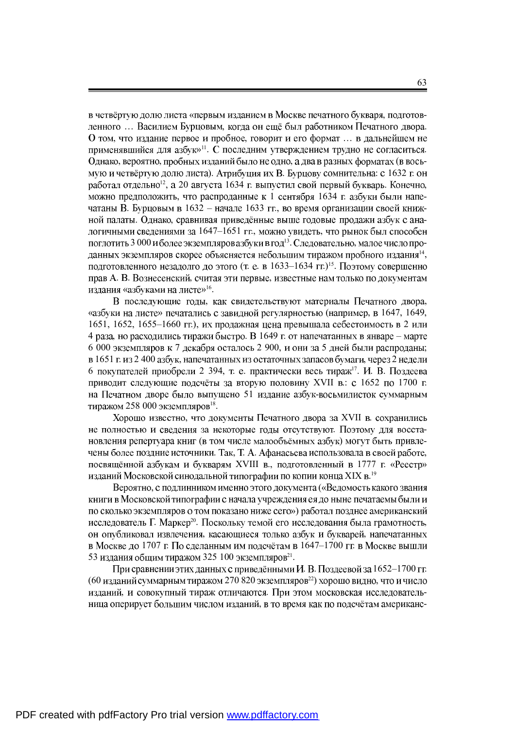в четвёртую долю листа «первым изданием в Москве печатного букваря, подготовленного … Василием Бурцовым, когда он ещё был работником Печатного двора. О том, что издание первое и пробное, говорит и его формат … в дальнейшем не применявшийся для азбук»[11]. С последним утверждением трудно не согласиться. Однако, вероятно, пробных изданий было не одно, а два в разных форматах (в восьмую и четвёртую долю листа). Атрибуция их В. Бурцову сомнительна: с 1632 г. он работал отдельно[12], а 20 августа 1634 г. выпустил свой первый букварь. Конечно, можно предположить, что распроданные к 1 сентября 1634 г. азбуки были напечатаны В. Бурцовым в 1632 – начале 1633 гг., во время организации своей книжной палаты. Однако, сравнивая приведённые выше годовые продажи азбук с аналогичными сведениями за 1647–1651 гг., можно увидеть, что рынок был способен поглотить 3 000 и более экземпляров азбуки в год[13]. Следовательно, малое число проданных экземпляров скорее объясняется небольшим тиражом пробного издания[14], подготовленного незадолго до этого (т. е. в 1633–1634 гг.)[15]. Поэтому совершенно прав А. В. Вознесенский, считая эти первые, известные нам только по документам издания «азбуками на листе»[16].

В последующие годы, как свидетельствуют материалы Печатного двора, «азбуки на листе» печатались с завидной регулярностью (например, в 1647, 1649, 1651, 1652, 1655–1660 гг.), их продажная цена превышала себестоимость в 2 или 4 раза, но расходились тиражи быстро. В 1649 г. от напечатанных в январе – марте 6 000 экземпляров к 7 декабря осталось 2 900, и они за 5 дней были распроданы; в 1651 г. из 2 400 азбук, напечатанных из остаточных запасов бумаги, через 2 недели 6 покупателей приобрели 2 394, т. е. практически весь тираж[17]. И. В. Поздеева приводит следующие подсчёты за вторую половину XVII в.: с 1652 по 1700 г. на Печатном дворе было выпущено 51 издание азбук-восьмилисток суммарным тиражом 258 000 экземпляров[18].

Хорошо известно, что документы Печатного двора за XVII в. сохранились не полностью и сведения за некоторые годы отсутствуют. Поэтому для восстановления репертуара книг (в том числе малообъёмных азбук) могут быть привлечены более поздние источники. Так, Т. А. Афанасьева использовала в своей работе, посвящённой азбукам и букварям XVIII в., подготовленный в 1777 г. «Реестр» изданий Московской синодальной типографии по копии конца XIX в.[19]

Вероятно, с подлинником именно этого документа («Ведомость какого звания книги в Московской типографии с начала учреждения ея до ныне печатаемы были и по сколько экземпляров о том показано ниже сего») работал позднее американский исследователь Г. Маркер[20]. Поскольку темой его исследования была грамотность, он опубликовал извлечения, касающиеся только азбук и букварей, напечатанных в Москве до 1707 г. По сделанным им подсчётам в 1647–1700 гг. в Москве вышли 53 издания общим тиражом 325 100 экземпляров[21].

При сравнении этих данных с приведёнными И. В. Поздеевой за 1652–1700 гг. (60 изданий суммарным тиражом 270 820 экземпляров[22]) хорошо видно, что и число изданий, и совокупный тираж отличаются. При этом московская исследовательница оперирует большим числом изданий, в то время как по подсчётам американс-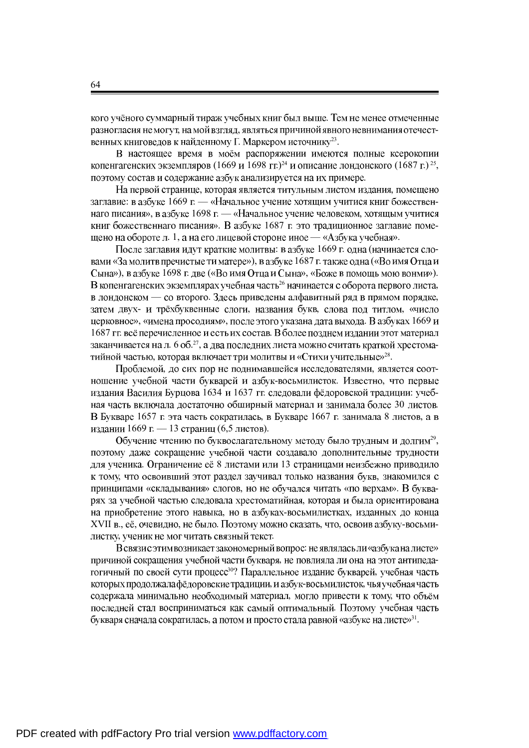кого учёного суммарный тираж учебных книг был выше. Тем не менее отмеченные разногласия не могут, на мой взгляд, являться причиной явного невнимания отечественных книговедов к найденному Г. Маркером источнику[23].

В настоящее время в моём распоряжении имеются полные ксерокопии копенгагенских экземпляров (1669 и 1698 гг.)[24] и описание лондонского (1687 г.)[25], поэтому состав и содержание азбук анализируется на их примере.

На первой странице, которая является титульным листом издания, помещено заглавие: в азбуке 1669 г. — «Начальное учение хотящим учитися книг божественнаго писания», в азбуке 1698 г. — «Начальное учение человеком, хотящым учитися книг божественнаго писания». В азбуке 1687 г. это традиционное заглавие помещено на обороте л. 1, а на его лицевой стороне иное — «Азбука учебная».

После заглавия идут краткие молитвы: в азбуке 1669 г. одна (начинается словами «За молитв пречистые ти матере»), в азбуке 1687 г. также одна («Во имя Отца и Сына»), в азбуке 1698 г. две («Во имя Отца и Сына», «Боже в помощь мою вонми»). В копенгагенских экземплярах учебная часть[26] начинается с оборота первого листа, в лондонском — со второго. Здесь приведены алфавитный ряд в прямом порядке, затем двух- и трёхбуквенные слоги, названия букв, слова под титлом, «число церковное», «имена просодиям», после этого указана дата выхода. В азбуках 1669 и 1687 гг. всё перечисленное и есть их состав. В более позднем издании этот материал заканчивается на л. 6 об.[27], а два последних листа можно считать краткой хрестоматийной частью, которая включает три молитвы и «Стихи учительные»[28].

Проблемой, до сих пор не поднимавшейся исследователями, является соотношение учебной части букварей и азбук-восьмилисток. Известно, что первые издания Василия Бурцова 1634 и 1637 гг. следовали фёдоровской традиции: учебная часть включала достаточно обширный материал и занимала более 30 листов. В Букваре 1657 г. эта часть сократилась, в Букваре 1667 г. занимала 8 листов, а в издании 1669 г. — 13 страниц (6,5 листов).

Обучение чтению по буквослагательному методу было трудным и долгим[29], поэтому даже сокращение учебной части создавало дополнительные трудности для ученика. Ограничение её 8 листами или 13 страницами неизбежно приводило к тому, что освоивший этот раздел заучивал только названия букв, знакомился с принципами «складывания» слогов, но не обучался читать «по верхам». В букварях за учебной частью следовала хрестоматийная, которая и была ориентирована на приобретение этого навыка, но в азбуках-восьмилистках, изданных до конца XVII в., её, очевидно, не было. Поэтому можно сказать, что, освоив азбуку-восьмилистку, ученик не мог читать связный текст.

В связи с этим возникает закономерный вопрос: не являлась ли «азбука на листе» причиной сокращения учебной части букваря, не повлияла ли она на этот антипедагогичный по своей сути процесс[30]? Параллельное издание букварей, учебная часть которых продолжала фёдоровские традиции, и азбук-восьмилисток, чья учебная часть содержала минимально необходимый материал, могло привести к тому, что объём последней стал восприниматься как самый оптимальный. Поэтому учебная часть букваря сначала сократилась, а потом и просто стала равной «азбуке на листе»[31].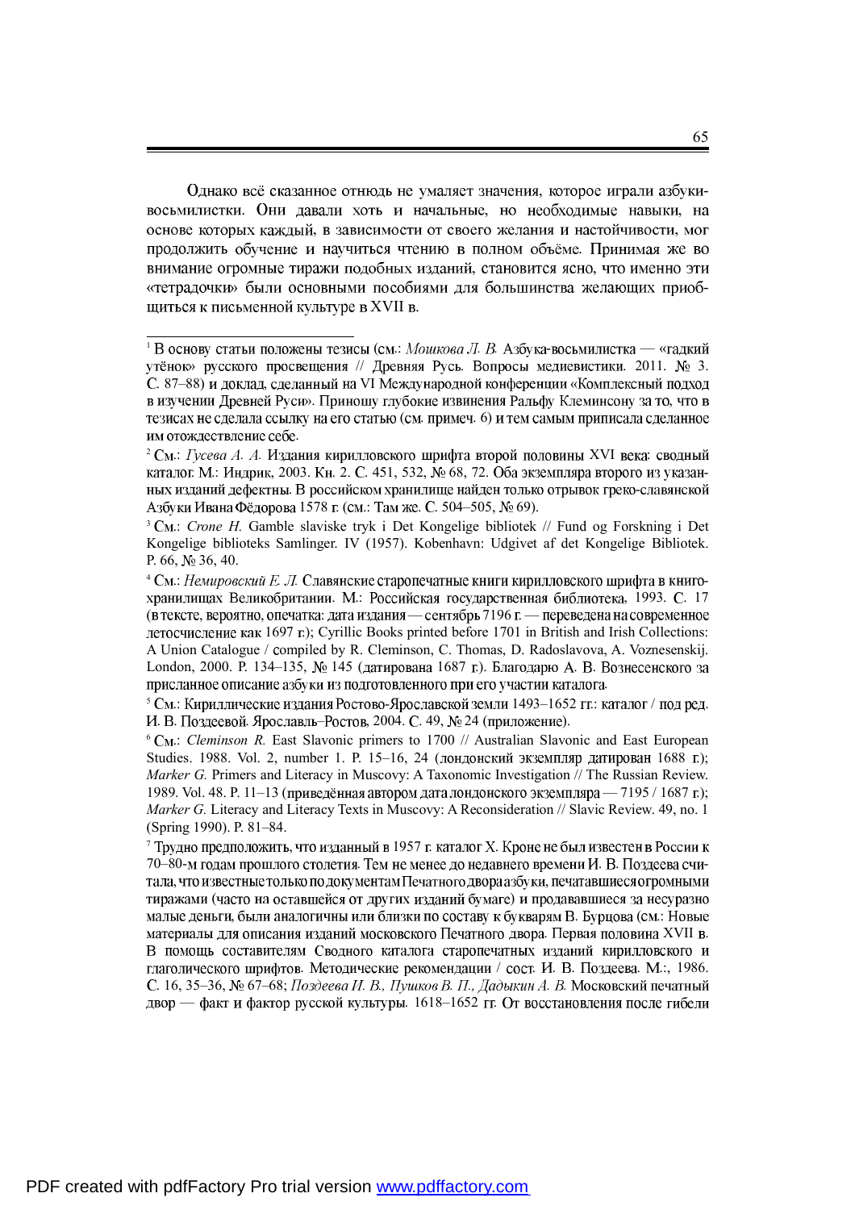Однако всё сказанное отнюдь не умаляет значения, которое играли азбуки-восьмилистки. Они давали хоть и начальные, но необходимые навыки, на основе которых каждый, в зависимости от своего желания и настойчивости, мог продолжить обучение и научиться чтению в полном объёме. Принимая же во внимание огромные тиражи подобных изданий, становится ясно, что именно эти «тетрадочки» были основными пособиями для большинства желающих приобщиться к письменной культуре в XVII в.

---

[1] В основу статьи положены тезисы (см.: *Мошкова Л. В.* Азбука-восьмилистка — «гадкий утёнок» русского просвещения // Древняя Русь. Вопросы медиевистики. 2011. № 3. С. 87–88) и доклад, сделанный на VI Международной конференции «Комплексный подход в изучении Древней Руси». Приношу глубокие извинения Ральфу Клеминсону за то, что в тезисах не сделала ссылку на его статью (см. примеч. 6) и тем самым приписала сделанное им отождествление себе.

[2] См.: *Гусева А. А.* Издания кирилловского шрифта второй половины XVI века: сводный каталог. М.: Индрик, 2003. Кн. 2. С. 451, 532, № 68, 72. Оба экземпляра второго из указанных изданий дефектны. В российском хранилище найден только отрывок греко-славянской Азбуки Ивана Фёдорова 1578 г. (см.: Там же. С. 504–505, № 69).

[3] См.: *Crone H.* Gamble slaviske tryk i Det Kongelige bibliotek // Fund og Forskning i Det Kongelige biblioteks Samlinger. IV (1957). Kobenhavn: Udgivet af det Kongelige Bibliotek. P. 66, № 36, 40.

[4] См.: *Немировский Е. Л.* Славянские старопечатные книги кирилловского шрифта в книгохранилищах Великобритании. М.: Российская государственная библиотека, 1993. С. 17 (в тексте, вероятно, опечатка: дата издания — сентябрь 7196 г. — переведена на современное летосчисление как 1697 г.); Cyrillic Books printed before 1701 in British and Irish Collections: A Union Catalogue / compiled by R. Cleminson, C. Thomas, D. Radoslavova, A. Voznesenskij. London, 2000. P. 134–135, № 145 (датирована 1687 г.). Благодарю А. В. Вознесенского за присланное описание азбуки из подготовленного при его участии каталога.

[5] См.: Кириллические издания Ростово-Ярославской земли 1493–1652 гг.: каталог / под ред. И. В. Поздеевой. Ярославль–Ростов, 2004. С. 49, № 24 (приложение).

[6] См.: *Cleminson R.* East Slavonic primers to 1700 // Australian Slavonic and East European Studies. 1988. Vol. 2, number 1. P. 15–16, 24 (лондонский экземпляр датирован 1688 г.); *Marker G.* Primers and Literacy in Muscovy: A Taxonomic Investigation // The Russian Review. 1989. Vol. 48. P. 11–13 (приведённая автором дата лондонского экземпляра — 7195 / 1687 г.); *Marker G.* Literacy and Literacy Texts in Muscovy: A Reconsideration // Slavic Review. 49, no. 1 (Spring 1990). P. 81–84.

[7] Трудно предположить, что изданный в 1957 г. каталог Х. Кроне не был известен в России к 70–80-м годам прошлого столетия. Тем не менее до недавнего времени И. В. Поздеева считала, что известные только по документам Печатного двора азбуки, печатавшиеся огромными тиражами (часто на оставшейся от других изданий бумаге) и продававшиеся за несуразно малые деньги, были аналогичны или близки по составу к букварям В. Бурцова (см.: Новые материалы для описания изданий московского Печатного двора. Первая половина XVII в. В помощь составителям Сводного каталога старопечатных изданий кирилловского и глаголического шрифтов. Методические рекомендации / сост. И. В. Поздеева. М.:, 1986. С. 16, 35–36, № 67–68; *Поздеева И. В., Пушков В. П., Дадыкин А. В.* Московский печатный двор — факт и фактор русской культуры. 1618–1652 гг. От восстановления после гибели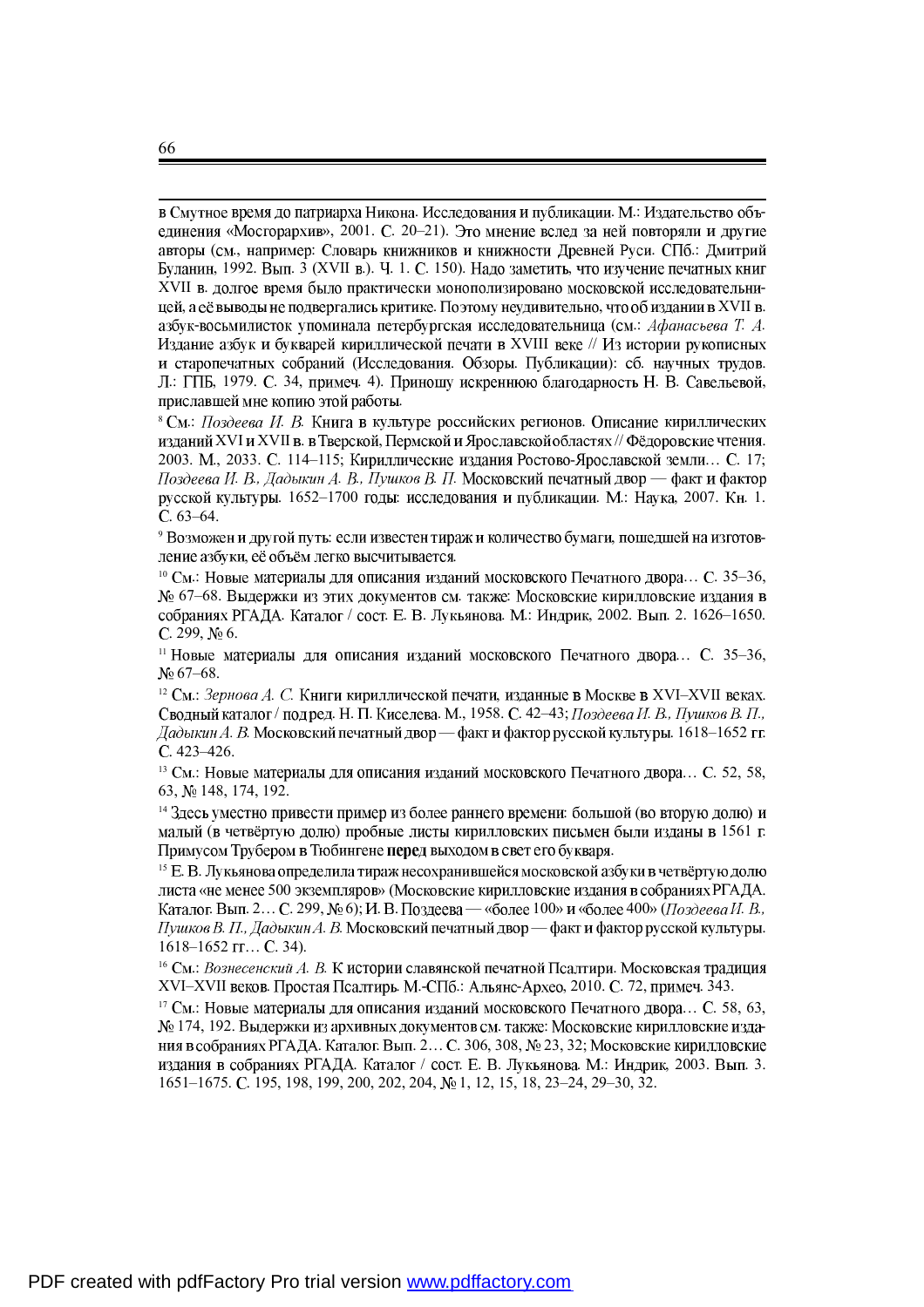в Смутное время до патриарха Никона. Исследования и публикации. М.: Издательство объединения «Мосгорархив», 2001. С. 20–21). Это мнение вслед за ней повторяли и другие авторы (см., например: Словарь книжников и книжности Древней Руси. СПб.: Дмитрий Буланин, 1992. Вып. 3 (XVII в.). Ч. 1. С. 150). Надо заметить, что изучение печатных книг XVII в. долгое время было практически монополизировано московской исследовательницей, а её выводы не подвергались критике. Поэтому неудивительно, что об издании в XVII в. азбук-восьмилисток упоминала петербургская исследовательница (см.: *Афанасьева Т. А.* Издание азбук и букварей кириллической печати в XVIII веке // Из истории рукописных и старопечатных собраний (Исследования. Обзоры. Публикации): сб. научных трудов. Л.: ГПБ, 1979. С. 34, примеч. 4). Приношу искреннюю благодарность Н. В. Савельевой, приславшей мне копию этой работы.

[8] См.: *Поздеева И. В.* Книга в культуре российских регионов. Описание кириллических изданий XVI и XVII в. в Тверской, Пермской и Ярославской областях // Фёдоровские чтения. 2003. М., 2033. С. 114–115; Кириллические издания Ростово-Ярославской земли… С. 17; *Поздеева И. В., Дадыкин А. В., Пушков В. П.* Московский печатный двор — факт и фактор русской культуры. 1652–1700 годы: исследования и публикации. М.: Наука, 2007. Кн. 1. С. 63–64.

[9] Возможен и другой путь: если известен тираж и количество бумаги, пошедшей на изготовление азбуки, её объём легко высчитывается.

[10] См.: Новые материалы для описания изданий московского Печатного двора… С. 35–36, № 67–68. Выдержки из этих документов см. также: Московские кирилловские издания в собраниях РГАДА. Каталог / сост. Е. В. Лукьянова. М.: Индрик, 2002. Вып. 2. 1626–1650. С. 299, № 6.

[11] Новые материалы для описания изданий московского Печатного двора… С. 35–36, № 67–68.

[12] См.: *Зернова А. С.* Книги кириллической печати, изданные в Москве в XVI–XVII веках. Сводный каталог / под ред. Н. П. Киселева. М., 1958. С. 42–43; *Поздеева И. В., Пушков В. П., Дадыкин А. В.* Московский печатный двор — факт и фактор русской культуры. 1618–1652 гг. С. 423–426.

[13] См.: Новые материалы для описания изданий московского Печатного двора… С. 52, 58, 63, № 148, 174, 192.

[14] Здесь уместно привести пример из более раннего времени: большой (во вторую долю) и малый (в четвёртую долю) пробные листы кирилловских письмен были изданы в 1561 г. Примусом Трубером в Тюбингене перед выходом в свет его букваря.

[15] Е. В. Лукьянова определила тираж несохранившейся московской азбуки в четвёртую долю листа «не менее 500 экземпляров» (Московские кирилловские издания в собраниях РГАДА. Каталог. Вып. 2… С. 299, № 6); И. В. Поздеева — «более 100» и «более 400» (*Поздеева И. В., Пушков В. П., Дадыкин А. В.* Московский печатный двор — факт и фактор русской культуры. 1618–1652 гг… С. 34).

[16] См.: *Вознесенский А. В.* К истории славянской печатной Псалтири. Московская традиция XVI–XVII веков. Простая Псалтирь. М.-СПб.: Альянс-Архео, 2010. С. 72, примеч. 343.

[17] См.: Новые материалы для описания изданий московского Печатного двора… С. 58, 63, № 174, 192. Выдержки из архивных документов см. также: Московские кирилловские издания в собраниях РГАДА. Каталог. Вып. 2… С. 306, 308, № 23, 32; Московские кирилловские издания в собраниях РГАДА. Каталог / сост. Е. В. Лукьянова. М.: Индрик, 2003. Вып. 3. 1651–1675. С. 195, 198, 199, 200, 202, 204, № 1, 12, 15, 18, 23–24, 29–30, 32.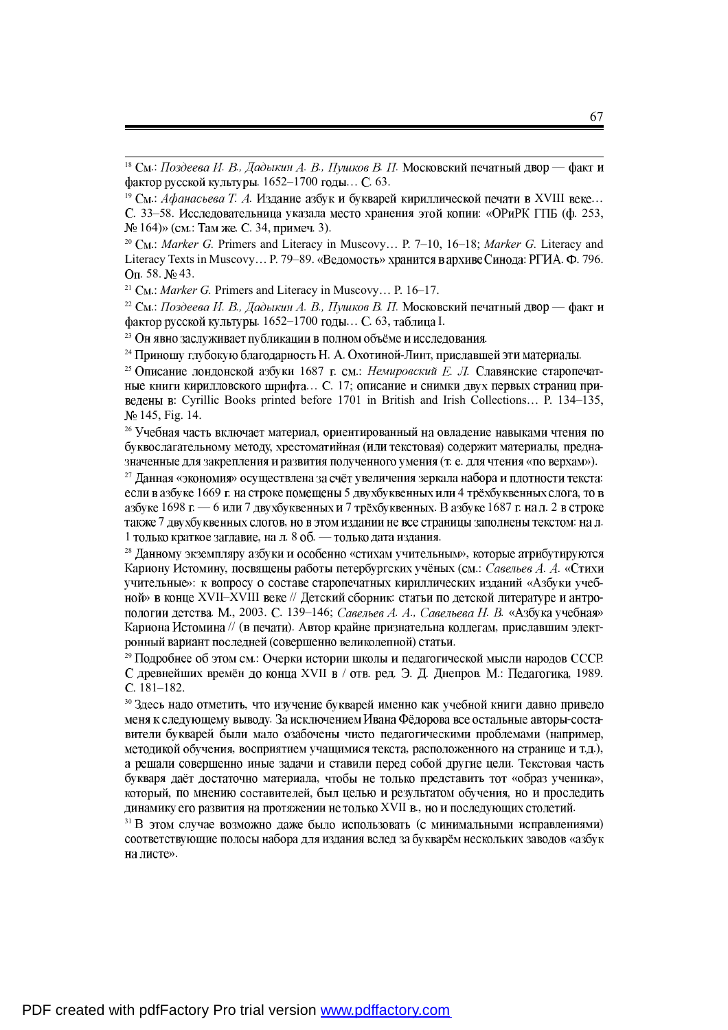[18] См.: *Поздеева И. В., Дадыкин А. В., Пушков В. П.* Московский печатный двор — факт и фактор русской культуры. 1652–1700 годы… С. 63.

[19] См.: *Афанасьева Т. А.* Издание азбук и букварей кириллической печати в XVIII веке… С. 33–58. Исследовательница указала место хранения этой копии: «ОРиРК ГПБ (ф. 253, № 164)» (см.: Там же. С. 34, примеч. 3).

[20] См.: *Marker G.* Primers and Literacy in Muscovy… P. 7–10, 16–18; *Marker G.* Literacy and Literacy Texts in Muscovy… P. 79–89. «Ведомость» хранится в архиве Синода: РГИА. Ф. 796. Оп. 58. № 43.

[21] См.: *Marker G.* Primers and Literacy in Muscovy… P. 16–17.

[22] См.: *Поздеева И. В., Дадыкин А. В., Пушков В. П.* Московский печатный двор — факт и фактор русской культуры. 1652–1700 годы… С. 63, таблица I.

[23] Он явно заслуживает публикации в полном объёме и исследования.

[24] Приношу глубокую благодарность Н. А. Охотиной-Линт, приславшей эти материалы.

[25] Описание лондонской азбуки 1687 г. см.: *Немировский Е. Л.* Славянские старопечатные книги кирилловского шрифта… С. 17; описание и снимки двух первых страниц приведены в: Cyrillic Books printed before 1701 in British and Irish Collections… P. 134–135, № 145, Fig. 14.

[26] Учебная часть включает материал, ориентированный на овладение навыками чтения по буквослагательному методу, хрестоматийная (или текстовая) содержит материалы, предназначенные для закрепления и развития полученного умения (т. е. для чтения «по верхам»).

[27] Данная «экономия» осуществлена за счёт увеличения зеркала набора и плотности текста: если в азбуке 1669 г. на строке помещены 5 двухбуквенных или 4 трёхбуквенных слога, то в азбуке 1698 г. — 6 или 7 двухбуквенных и 7 трёхбуквенных. В азбуке 1687 г. на л. 2 в строке также 7 двухбуквенных слогов, но в этом издании не все страницы заполнены текстом: на л. 1 только краткое заглавие, на л. 8 об. — только дата издания.

[28] Данному экземпляру азбуки и особенно «стихам учительным», которые атрибутируются Кариону Истомину, посвящены работы петербургских учёных (см.: *Савельев А. А.* «Стихи учительные»: к вопросу о составе старопечатных кириллических изданий «Азбуки учебной» в конце XVII–XVIII веке // Детский сборник: статьи по детской литературе и антропологии детства. М., 2003. С. 139–146; *Савельев А. А., Савельева Н. В.* «Азбука учебная» Кариона Истомина // (в печати). Автор крайне признательна коллегам, приславшим электронный вариант последней (совершенно великолепной) статьи.

[29] Подробнее об этом см.: Очерки истории школы и педагогической мысли народов СССР. С древнейших времён до конца XVII в / отв. ред. Э. Д. Днепров. М.: Педагогика, 1989. С. 181–182.

[30] Здесь надо отметить, что изучение букварей именно как учебной книги давно привело меня к следующему выводу. За исключением Ивана Фёдорова все остальные авторы-составители букварей были мало озабочены чисто педагогическими проблемами (например, методикой обучения, восприятием учащимися текста, расположенного на странице и т.д.), а решали совершенно иные задачи и ставили перед собой другие цели. Текстовая часть букваря даёт достаточно материала, чтобы не только представить тот «образ ученика», который, по мнению составителей, был целью и результатом обучения, но и проследить динамику его развития на протяжении не только XVII в., но и последующих столетий.

[31] В этом случае возможно даже было использовать (с минимальными исправлениями) соответствующие полосы набора для издания вслед за букварём нескольких заводов «азбук на листе».